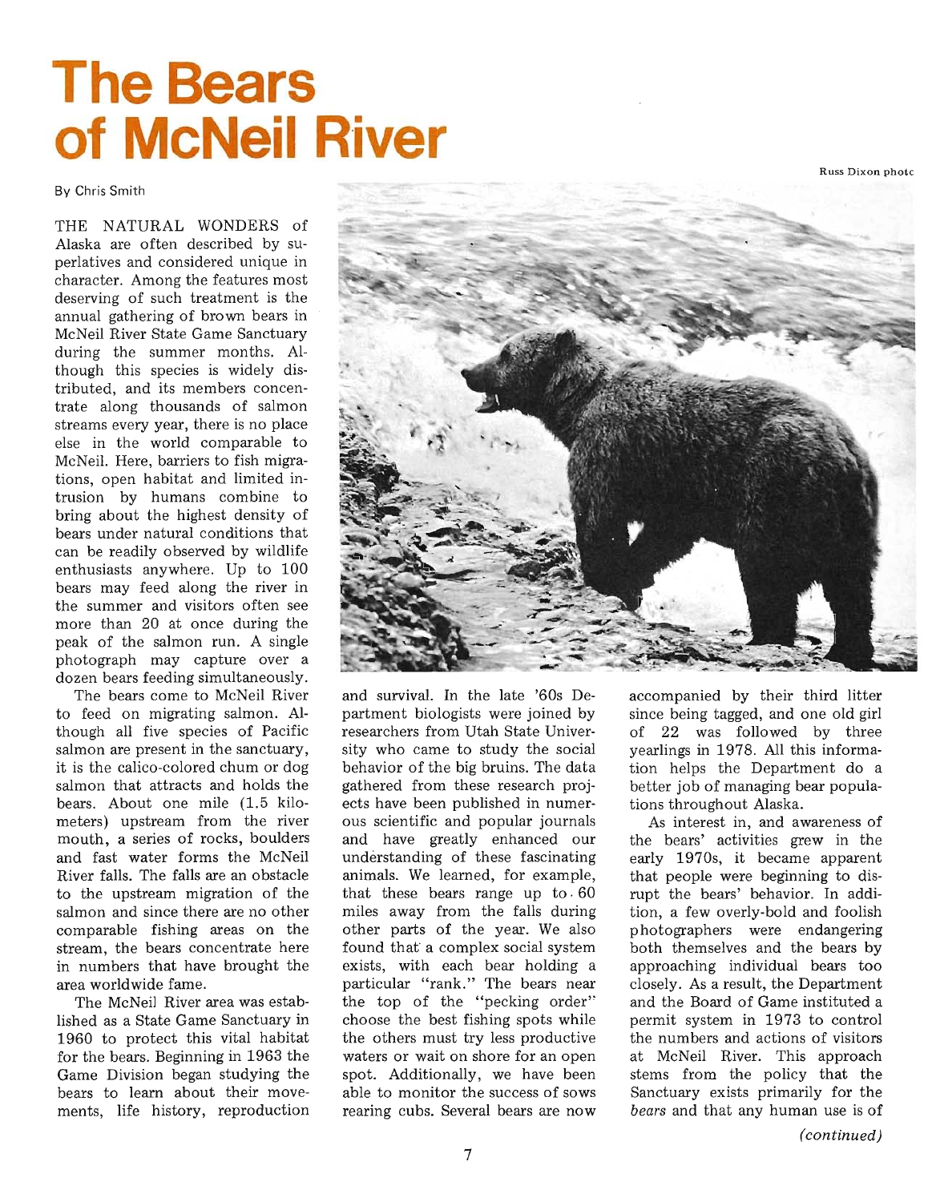# The Bears of McNeil River

By Chris Smith

Russ Dixon photo

THE NATURAL WONDERS of Alaska are often described by superlatives and considered unique in character. Among the features most deserving of such treatment is the annual gathering of brown bears in McNeil River State Game Sanctuary during the summer months. Although this species is widely distributed, and its members concentrate along thousands of salmon streams every year, there is no place else in the world comparable to McNeil. Here, barriers to fish migrations, open habitat and limited intrusion by humans combine to bring about the highest density of bears under natural conditions that can be readily observed by wildlife enthusiasts anywhere. Up to 100 bears may feed along the river in the summer and visitors often see more than 20 at once during the peak of the salmon run. A single photograph may capture over a dozen bears feeding simultaneously.

The bears come to McNeil River to feed on migrating salmon. Although all five species of Pacific salmon are present in the sanctuary, it is the calico-colored chum or dog salmon that attracts and holds the bears. About one mile (1.5 kilometers) upstream from the river mouth, a series of rocks, boulders and fast water forms the McNeil River falls. The falls are an obstacle to the upstream migration of the salmon and since there are no other comparable fishing areas on the stream, the bears concentrate here in numbers that have brought the area worldwide fame.

The McNeil River area was established as a State Game Sanctuary in 1960 to protect this vital habitat for the bears. Beginning in 1963 the Game Division began studying the bears to learn about their movements, life history, reproduction and survival. In the late '60s Department biologists were joined by researchers from Utah State University who came to study the social behavior of the big bruins. The data gathered from these research projects have been published in numerous scientific and popular journals and have greatly enhanced our understanding of these fascinating animals. We learned, for example, that these bears range up to 60 miles away from the falls during other parts of the year. We also found that a complex social system exists, with each bear holding a particular "rank." The bears near the top of the "pecking order" choose the best fishing spots while the others must try less productive waters or wait on shore for an open spot. Additionally, we have been able to monitor the success of sows rearing cubs. Several bears are now accompanied by their third litter since being tagged, and one old girl of 22 was followed by three yearlings in 1978. All this information helps the Department do a better job of managing bear populations throughout Alaska.

As interest in, and awareness of the bears' activities grew in the early 1970s, it became apparent that people were beginning to disrupt the bears' behavior. In addition, a few overly-bold and foolish photographers were endangering both themselves and the bears by approaching individual bears too closely. As a result, the Department and the Board of Game instituted a permit system in 1973 to control the numbers and actions of visitors at McNeil River. This approach stems from the policy that the Sanctuary exists primarily for the *bears* and that any human use is of

*(continued)*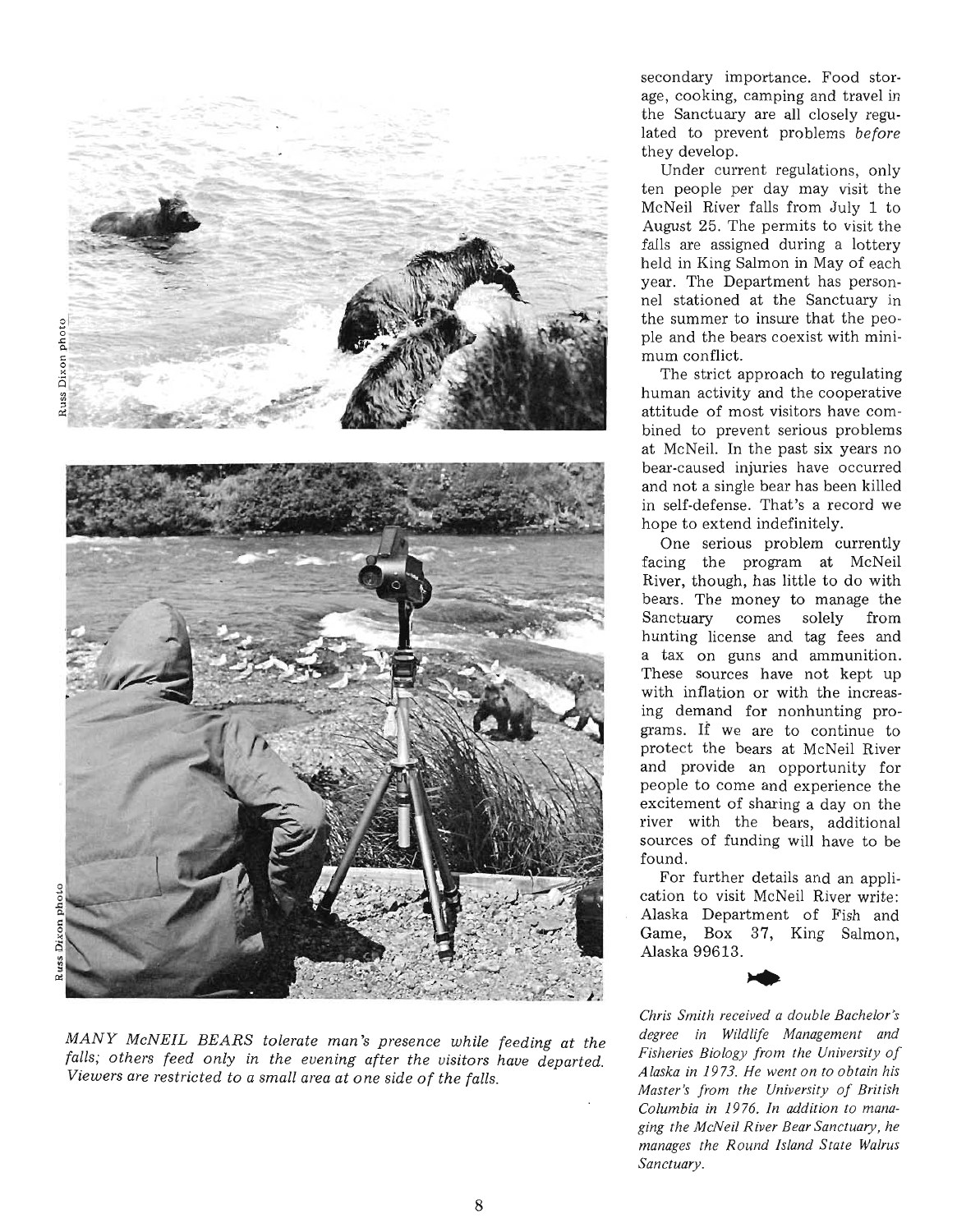MANY McNEIL BEARS tolerate man's presence while feeding at the falls; others feed only in the evening after the visitors have departed. Viewers are restricted to a small area at one side of the falls.

secondary importance. Food storage, cooking, camping and travel in the Sanctuary are all closely regulated to prevent problems *before* they develop.

Under current regulations, only ten people per day may visit the McNeil River falls from July 1 to August 25. The permits to visit the falls are assigned during a lottery held in King Salmon in May of each year. The Department has personnel stationed at the Sanctuary in the summer to insure that the people and the bears coexist with minimum conflict.

The strict approach to regulating human activity and the cooperative attitude of most visitors have combined to prevent serious problems at McNeil. In the past six years no bear-caused injuries have occurred and not a single bear has been killed in self-defense. That's a record we hope to extend indefinitely.

One serious problem currently facing the program at McNeil River, though, has little to do with bears. The money to manage the Sanctuary comes solely from hunting license and tag fees and a tax on guns and ammunition. These sources have not kept up with inflation or with the increasing demand for nonhunting programs. If we are to continue to protect the bears at McNeil River and provide an opportunity for people to come and experience the excitement of sharing a day on the river with the bears, additional sources of funding will have to be found.

For further details and an application to visit McNeil River write: Alaska Department of Fish and Game, Box 37, King Salmon, Alaska 99613.

*Chris Smith received a double Bachelor's degree in Wildlife Management and Fisheries Biology from the University of Alaska in 1973. He went on to obtain his Master's from the University of British Columbia in 1976. In addition to managing the McNeil River Bear Sanctuary, he manages the Round Island State Walrus Sanctuary.*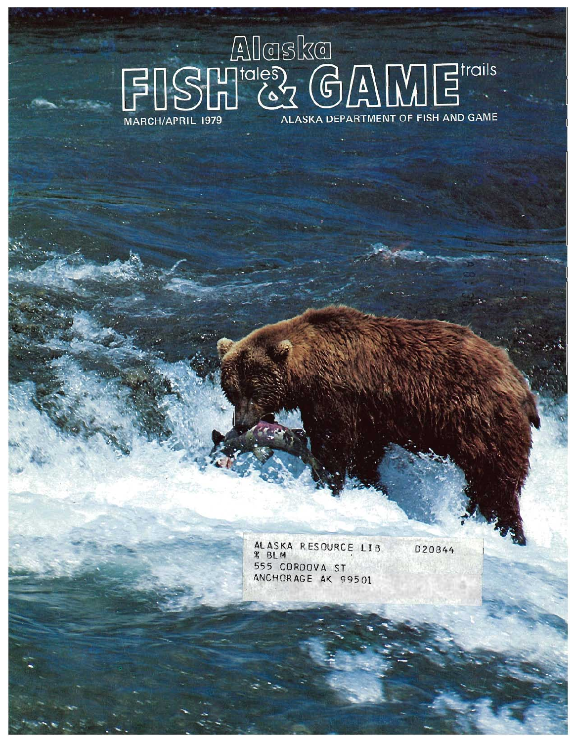# Alaska FISH tales & GAME trails

MARCH/APRIL 1979

ALASKA DEPARTMENT OF FISH AND GAME

ALASKA RESOURCE LIB D20844
% BLM
555 CORDOVA ST
ANCHORAGE AK 99501